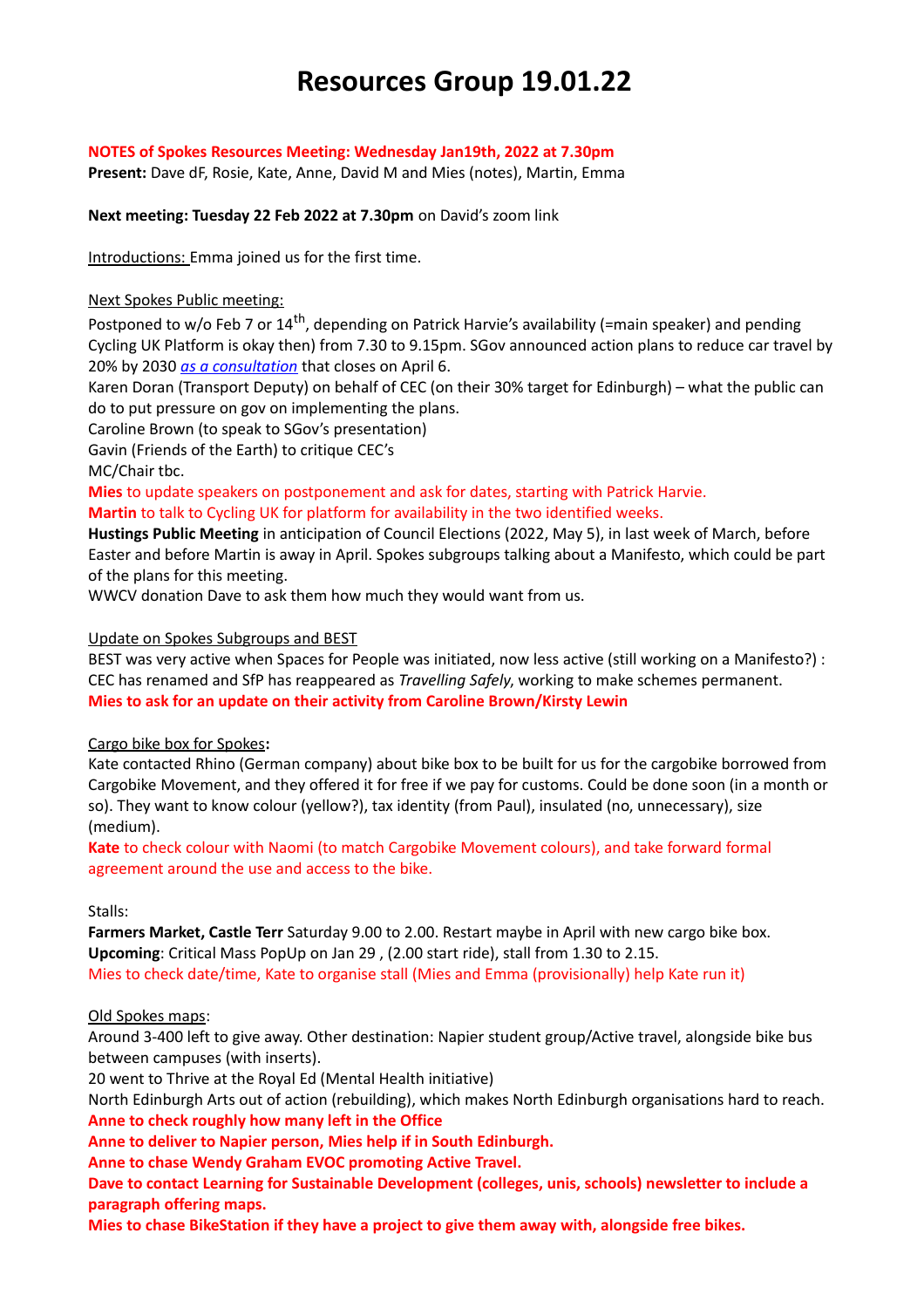# Resources Group 19.01.22

**NOTES of Spokes Resources Meeting: Wednesday Jan19th, 2022 at 7.30pm**
**Present:** Dave dF, Rosie, Kate, Anne, David M and Mies (notes), Martin, Emma

**Next meeting: Tuesday 22 Feb 2022 at 7.30pm** on David's zoom link

Introductions: Emma joined us for the first time.

Next Spokes Public meeting:

Postponed to w/o Feb 7 or 14th, depending on Patrick Harvie's availability (=main speaker) and pending Cycling UK Platform is okay then) from 7.30 to 9.15pm. SGov announced action plans to reduce car travel by 20% by 2030 *as a consultation* that closes on April 6.
Karen Doran (Transport Deputy) on behalf of CEC (on their 30% target for Edinburgh) – what the public can do to put pressure on gov on implementing the plans.
Caroline Brown (to speak to SGov's presentation)
Gavin (Friends of the Earth) to critique CEC's
MC/Chair tbc.
**Mies** to update speakers on postponement and ask for dates, starting with Patrick Harvie.
**Martin** to talk to Cycling UK for platform for availability in the two identified weeks.
**Hustings Public Meeting** in anticipation of Council Elections (2022, May 5), in last week of March, before Easter and before Martin is away in April. Spokes subgroups talking about a Manifesto, which could be part of the plans for this meeting.
WWCV donation Dave to ask them how much they would want from us.

Update on Spokes Subgroups and BEST

BEST was very active when Spaces for People was initiated, now less active (still working on a Manifesto?) : CEC has renamed and SfP has reappeared as *Travelling Safely*, working to make schemes permanent.
**Mies to ask for an update on their activity from Caroline Brown/Kirsty Lewin**

Cargo bike box for Spokes**:**

Kate contacted Rhino (German company) about bike box to be built for us for the cargobike borrowed from Cargobike Movement, and they offered it for free if we pay for customs. Could be done soon (in a month or so). They want to know colour (yellow?), tax identity (from Paul), insulated (no, unnecessary), size (medium).
**Kate** to check colour with Naomi (to match Cargobike Movement colours), and take forward formal agreement around the use and access to the bike.

Stalls:

**Farmers Market, Castle Terr** Saturday 9.00 to 2.00. Restart maybe in April with new cargo bike box.
**Upcoming**: Critical Mass PopUp on Jan 29 , (2.00 start ride), stall from 1.30 to 2.15.
Mies to check date/time, Kate to organise stall (Mies and Emma (provisionally) help Kate run it)

Old Spokes maps:

Around 3-400 left to give away. Other destination: Napier student group/Active travel, alongside bike bus between campuses (with inserts).
20 went to Thrive at the Royal Ed (Mental Health initiative)
North Edinburgh Arts out of action (rebuilding), which makes North Edinburgh organisations hard to reach.
**Anne to check roughly how many left in the Office**
**Anne to deliver to Napier person, Mies help if in South Edinburgh.**
**Anne to chase Wendy Graham EVOC promoting Active Travel.**
**Dave to contact Learning for Sustainable Development (colleges, unis, schools) newsletter to include a paragraph offering maps.**
**Mies to chase BikeStation if they have a project to give them away with, alongside free bikes.**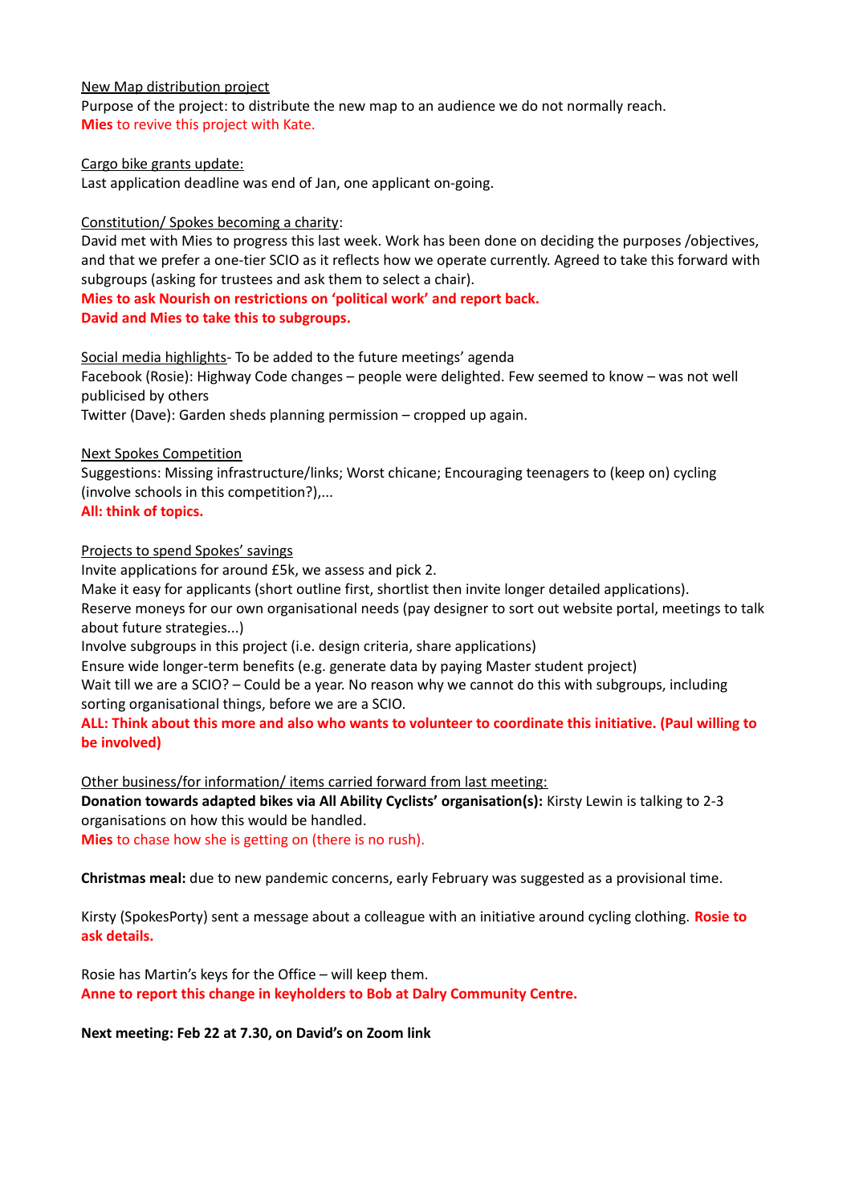New Map distribution project
Purpose of the project: to distribute the new map to an audience we do not normally reach.
**Mies** to revive this project with Kate.

Cargo bike grants update:
Last application deadline was end of Jan, one applicant on-going.

Constitution/ Spokes becoming a charity:
David met with Mies to progress this last week. Work has been done on deciding the purposes /objectives, and that we prefer a one-tier SCIO as it reflects how we operate currently. Agreed to take this forward with subgroups (asking for trustees and ask them to select a chair).
**Mies to ask Nourish on restrictions on 'political work' and report back.**
**David and Mies to take this to subgroups.**

Social media highlights- To be added to the future meetings' agenda
Facebook (Rosie): Highway Code changes – people were delighted. Few seemed to know – was not well publicised by others
Twitter (Dave): Garden sheds planning permission – cropped up again.

Next Spokes Competition
Suggestions: Missing infrastructure/links; Worst chicane; Encouraging teenagers to (keep on) cycling (involve schools in this competition?),...
**All: think of topics.**

Projects to spend Spokes' savings
Invite applications for around £5k, we assess and pick 2.
Make it easy for applicants (short outline first, shortlist then invite longer detailed applications).
Reserve moneys for our own organisational needs (pay designer to sort out website portal, meetings to talk about future strategies...)
Involve subgroups in this project (i.e. design criteria, share applications)
Ensure wide longer-term benefits (e.g. generate data by paying Master student project)
Wait till we are a SCIO? – Could be a year. No reason why we cannot do this with subgroups, including sorting organisational things, before we are a SCIO.
**ALL: Think about this more and also who wants to volunteer to coordinate this initiative. (Paul willing to be involved)**

Other business/for information/ items carried forward from last meeting:
**Donation towards adapted bikes via All Ability Cyclists' organisation(s):** Kirsty Lewin is talking to 2-3 organisations on how this would be handled.
**Mies** to chase how she is getting on (there is no rush).

**Christmas meal:** due to new pandemic concerns, early February was suggested as a provisional time.

Kirsty (SpokesPorty) sent a message about a colleague with an initiative around cycling clothing. **Rosie to ask details.**

Rosie has Martin's keys for the Office – will keep them.
**Anne to report this change in keyholders to Bob at Dalry Community Centre.**

**Next meeting: Feb 22 at 7.30, on David's on Zoom link**